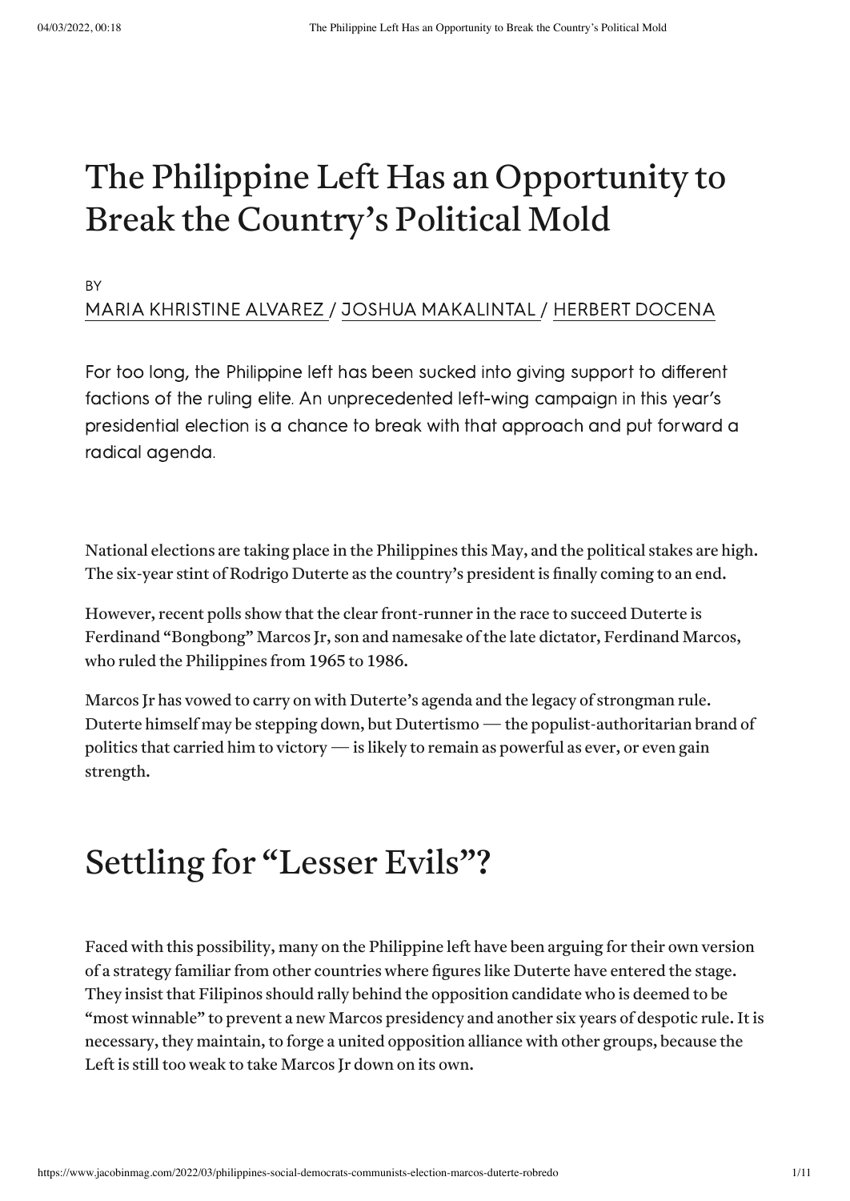# The Philippine Left Has an Opportunity to Break the Country's Political Mold

BY

MARIA KHRISTINE ALVAREZ / JOSHUA MAKALINTAL / HERBERT DOCENA

For too long, the Philippine left has been sucked into giving support to different factions of the ruling elite. An unprecedented left-wing campaign in this year's presidential election is a chance to break with that approach and put forward a radical agenda.

National elections are taking place in the Philippines this May, and the political stakes are high. The six-year stint of Rodrigo Duterte as the country's president is finally coming to an end.

However, recent polls show that the clear front-runner in the race to succeed Duterte is Ferdinand "Bongbong" Marcos Jr, son and namesake of the late dictator, Ferdinand Marcos, who ruled the Philippines from 1965 to 1986.

Marcos Jr has vowed to carry on with Duterte's agenda and the legacy of strongman rule. Duterte himself may be stepping down, but Dutertismo — the populist-authoritarian brand of politics that carried him to victory — is likely to remain as powerful as ever, or even gain strength.

## Settling for "Lesser Evils"?

Faced with this possibility, many on the Philippine left have been arguing for their own version of a strategy familiar from other countries where figures like Duterte have entered the stage. They insist that Filipinos should rally behind the opposition candidate who is deemed to be "most winnable" to prevent a new Marcos presidency and another six years of despotic rule. It is necessary, they maintain, to forge a united opposition alliance with other groups, because the Left is still too weak to take Marcos Jr down on its own.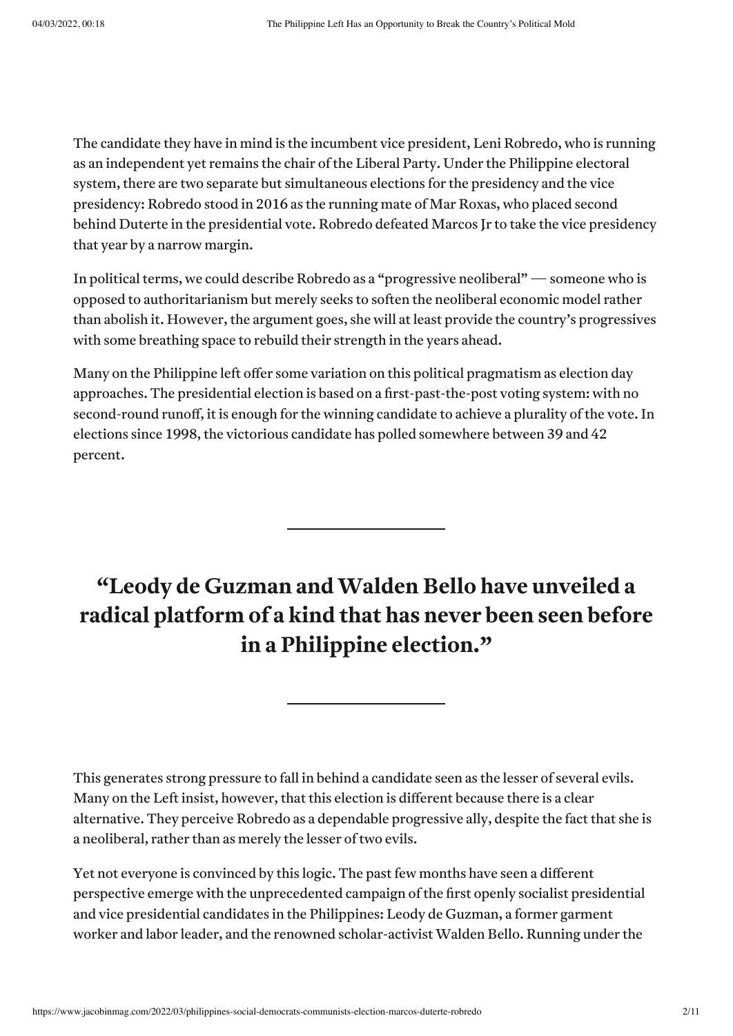The candidate they have in mind is the incumbent vice president, Leni Robredo, who is running as an independent yet remains the chair of the Liberal Party. Under the Philippine electoral system, there are two separate but simultaneous elections for the presidency and the vice presidency: Robredo stood in 2016 as the running mate of Mar Roxas, who placed second behind Duterte in the presidential vote. Robredo defeated Marcos Jr to take the vice presidency that year by a narrow margin.

In political terms, we could describe Robredo as a "progressive neoliberal" — someone who is opposed to authoritarianism but merely seeks to soften the neoliberal economic model rather than abolish it. However, the argument goes, she will at least provide the country's progressives with some breathing space to rebuild their strength in the years ahead.

Many on the Philippine left offer some variation on this political pragmatism as election day approaches. The presidential election is based on a first-past-the-post voting system: with no second-round runoff, it is enough for the winning candidate to achieve a plurality of the vote. In elections since 1998, the victorious candidate has polled somewhere between 39 and 42 percent.

> **"Leody de Guzman and Walden Bello have unveiled a radical platform of a kind that has never been seen before in a Philippine election."**

This generates strong pressure to fall in behind a candidate seen as the lesser of several evils. Many on the Left insist, however, that this election is different because there is a clear alternative. They perceive Robredo as a dependable progressive ally, despite the fact that she is a neoliberal, rather than as merely the lesser of two evils.

Yet not everyone is convinced by this logic. The past few months have seen a different perspective emerge with the unprecedented campaign of the first openly socialist presidential and vice presidential candidates in the Philippines: Leody de Guzman, a former garment worker and labor leader, and the renowned scholar-activist Walden Bello. Running under the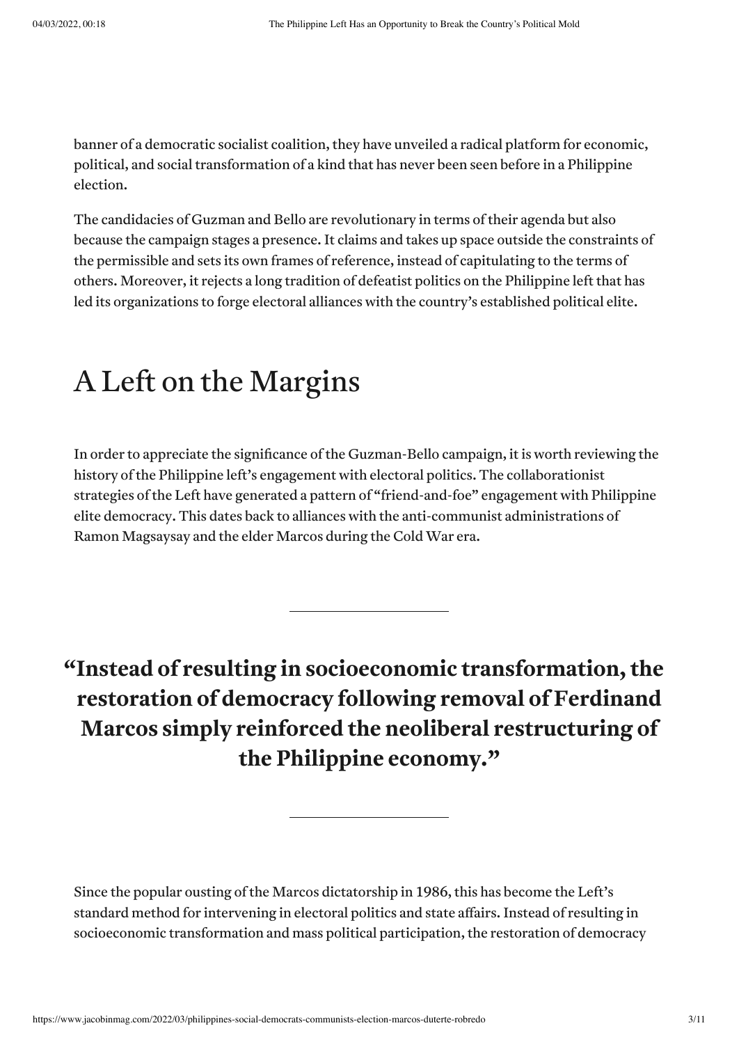banner of a democratic socialist coalition, they have unveiled a radical platform for economic, political, and social transformation of a kind that has never been seen before in a Philippine election.

The candidacies of Guzman and Bello are revolutionary in terms of their agenda but also because the campaign stages a presence. It claims and takes up space outside the constraints of the permissible and sets its own frames of reference, instead of capitulating to the terms of others. Moreover, it rejects a long tradition of defeatist politics on the Philippine left that has led its organizations to forge electoral alliances with the country's established political elite.

## A Left on the Margins

In order to appreciate the significance of the Guzman-Bello campaign, it is worth reviewing the history of the Philippine left's engagement with electoral politics. The collaborationist strategies of the Left have generated a pattern of "friend-and-foe" engagement with Philippine elite democracy. This dates back to alliances with the anti-communist administrations of Ramon Magsaysay and the elder Marcos during the Cold War era.

---

**"Instead of resulting in socioeconomic transformation, the restoration of democracy following removal of Ferdinand Marcos simply reinforced the neoliberal restructuring of the Philippine economy."**

---

Since the popular ousting of the Marcos dictatorship in 1986, this has become the Left's standard method for intervening in electoral politics and state affairs. Instead of resulting in socioeconomic transformation and mass political participation, the restoration of democracy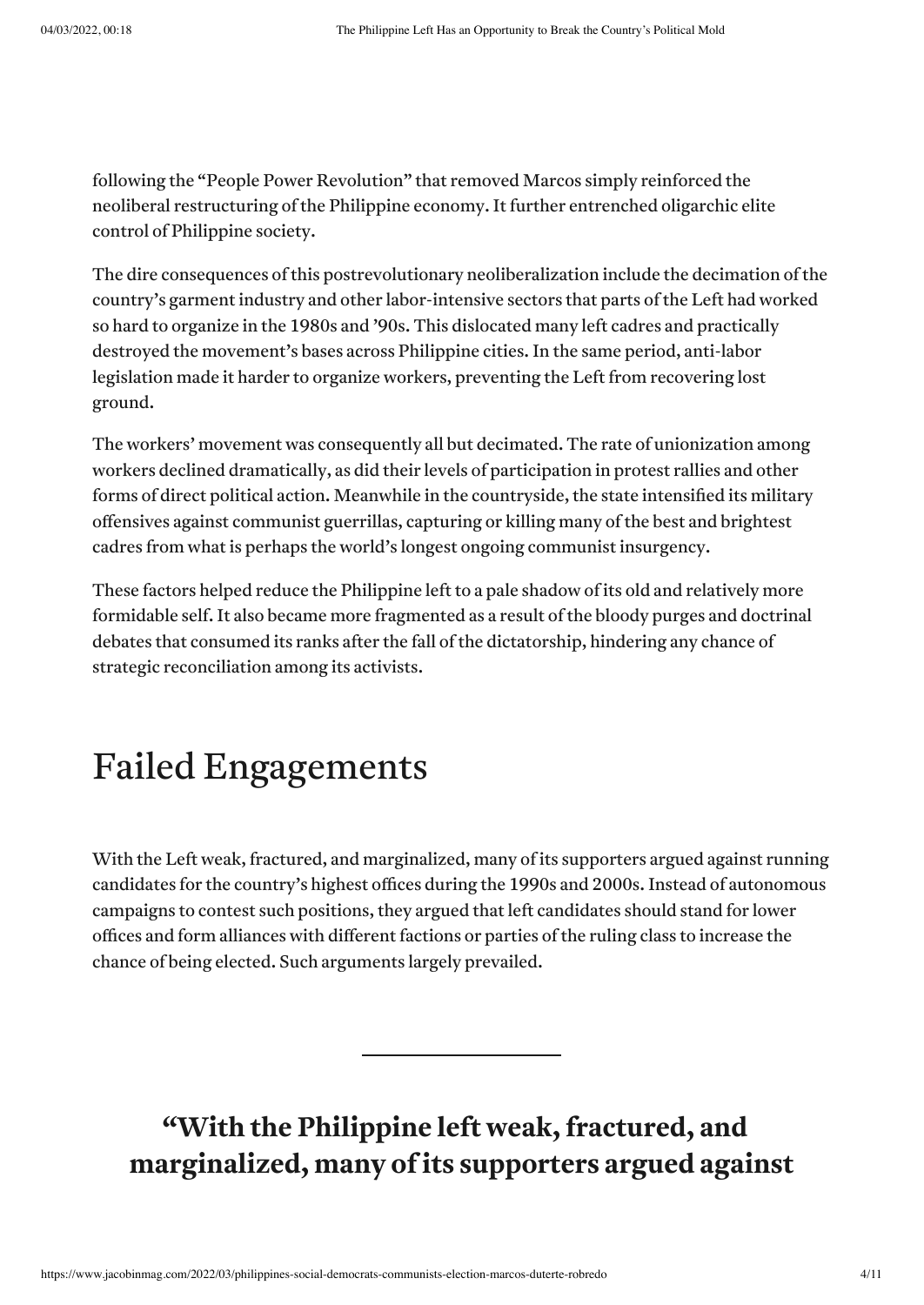following the "People Power Revolution" that removed Marcos simply reinforced the neoliberal restructuring of the Philippine economy. It further entrenched oligarchic elite control of Philippine society.

The dire consequences of this postrevolutionary neoliberalization include the decimation of the country's garment industry and other labor-intensive sectors that parts of the Left had worked so hard to organize in the 1980s and '90s. This dislocated many left cadres and practically destroyed the movement's bases across Philippine cities. In the same period, anti-labor legislation made it harder to organize workers, preventing the Left from recovering lost ground.

The workers' movement was consequently all but decimated. The rate of unionization among workers declined dramatically, as did their levels of participation in protest rallies and other forms of direct political action. Meanwhile in the countryside, the state intensified its military offensives against communist guerrillas, capturing or killing many of the best and brightest cadres from what is perhaps the world's longest ongoing communist insurgency.

These factors helped reduce the Philippine left to a pale shadow of its old and relatively more formidable self. It also became more fragmented as a result of the bloody purges and doctrinal debates that consumed its ranks after the fall of the dictatorship, hindering any chance of strategic reconciliation among its activists.

## Failed Engagements

With the Left weak, fractured, and marginalized, many of its supporters argued against running candidates for the country's highest offices during the 1990s and 2000s. Instead of autonomous campaigns to contest such positions, they argued that left candidates should stand for lower offices and form alliances with different factions or parties of the ruling class to increase the chance of being elected. Such arguments largely prevailed.

---

**"With the Philippine left weak, fractured, and marginalized, many of its supporters argued against**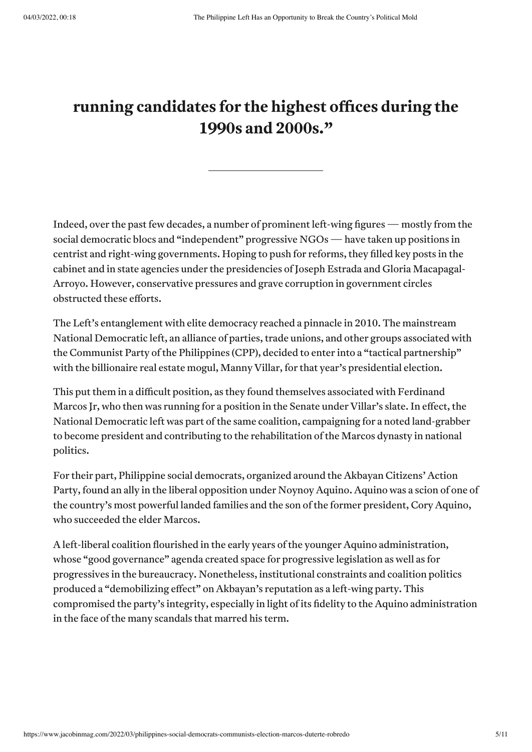**running candidates for the highest offices during the 1990s and 2000s."**

---

Indeed, over the past few decades, a number of prominent left-wing figures — mostly from the social democratic blocs and "independent" progressive NGOs — have taken up positions in centrist and right-wing governments. Hoping to push for reforms, they filled key posts in the cabinet and in state agencies under the presidencies of Joseph Estrada and Gloria Macapagal-Arroyo. However, conservative pressures and grave corruption in government circles obstructed these efforts.

The Left's entanglement with elite democracy reached a pinnacle in 2010. The mainstream National Democratic left, an alliance of parties, trade unions, and other groups associated with the Communist Party of the Philippines (CPP), decided to enter into a "tactical partnership" with the billionaire real estate mogul, Manny Villar, for that year's presidential election.

This put them in a difficult position, as they found themselves associated with Ferdinand Marcos Jr, who then was running for a position in the Senate under Villar's slate. In effect, the National Democratic left was part of the same coalition, campaigning for a noted land-grabber to become president and contributing to the rehabilitation of the Marcos dynasty in national politics.

For their part, Philippine social democrats, organized around the Akbayan Citizens' Action Party, found an ally in the liberal opposition under Noynoy Aquino. Aquino was a scion of one of the country's most powerful landed families and the son of the former president, Cory Aquino, who succeeded the elder Marcos.

A left-liberal coalition flourished in the early years of the younger Aquino administration, whose "good governance" agenda created space for progressive legislation as well as for progressives in the bureaucracy. Nonetheless, institutional constraints and coalition politics produced a "demobilizing effect" on Akbayan's reputation as a left-wing party. This compromised the party's integrity, especially in light of its fidelity to the Aquino administration in the face of the many scandals that marred his term.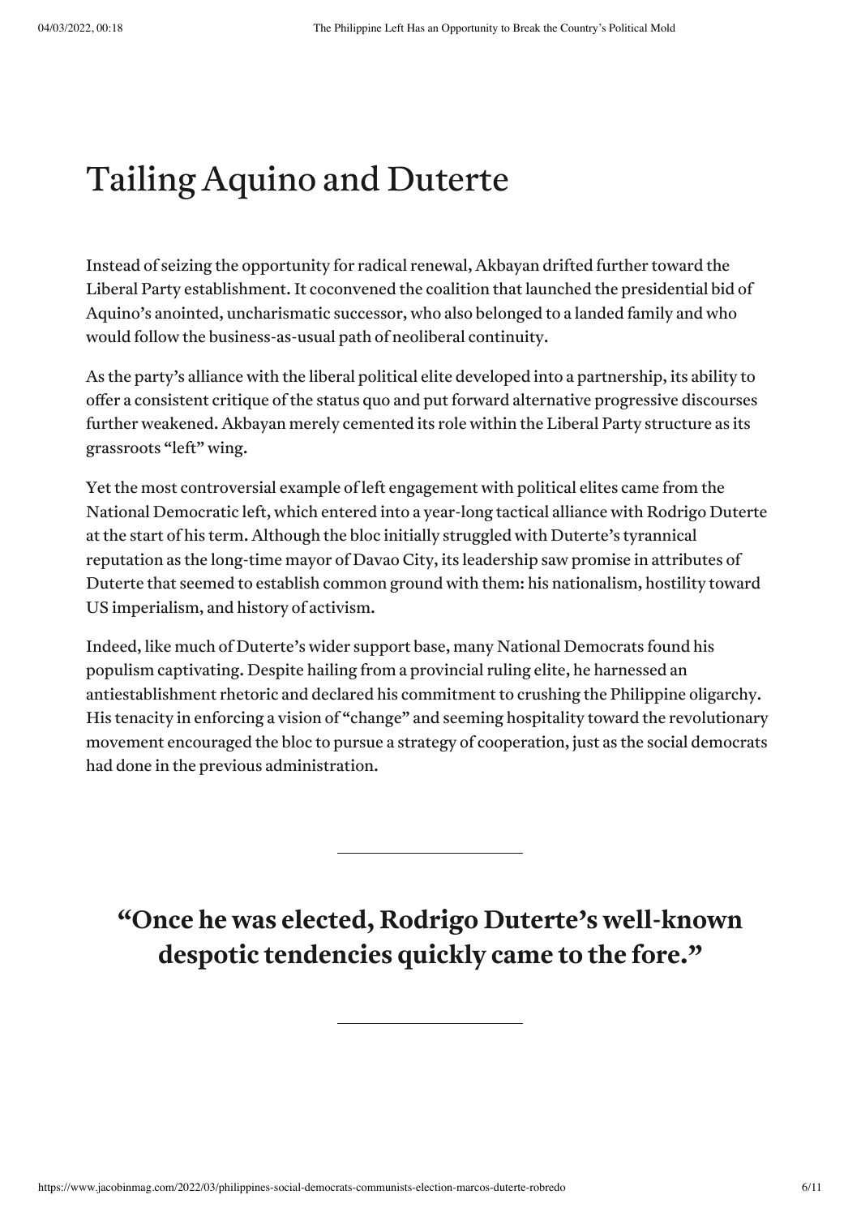## Tailing Aquino and Duterte

Instead of seizing the opportunity for radical renewal, Akbayan drifted further toward the Liberal Party establishment. It coconvened the coalition that launched the presidential bid of Aquino's anointed, uncharismatic successor, who also belonged to a landed family and who would follow the business-as-usual path of neoliberal continuity.

As the party's alliance with the liberal political elite developed into a partnership, its ability to offer a consistent critique of the status quo and put forward alternative progressive discourses further weakened. Akbayan merely cemented its role within the Liberal Party structure as its grassroots "left" wing.

Yet the most controversial example of left engagement with political elites came from the National Democratic left, which entered into a year-long tactical alliance with Rodrigo Duterte at the start of his term. Although the bloc initially struggled with Duterte's tyrannical reputation as the long-time mayor of Davao City, its leadership saw promise in attributes of Duterte that seemed to establish common ground with them: his nationalism, hostility toward US imperialism, and history of activism.

Indeed, like much of Duterte's wider support base, many National Democrats found his populism captivating. Despite hailing from a provincial ruling elite, he harnessed an antiestablishment rhetoric and declared his commitment to crushing the Philippine oligarchy. His tenacity in enforcing a vision of "change" and seeming hospitality toward the revolutionary movement encouraged the bloc to pursue a strategy of cooperation, just as the social democrats had done in the previous administration.

---

**"Once he was elected, Rodrigo Duterte's well-known despotic tendencies quickly came to the fore."**

---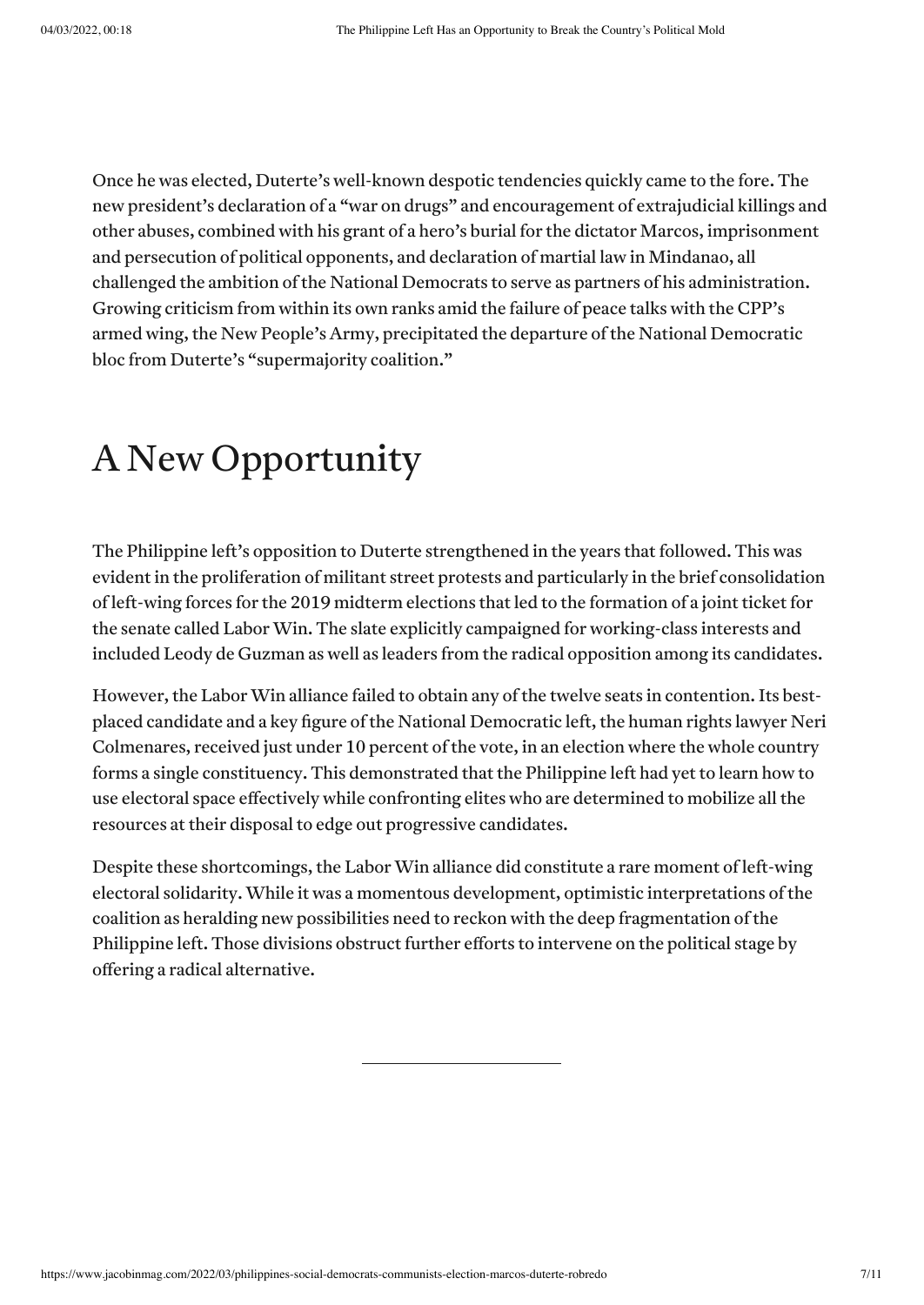Once he was elected, Duterte's well-known despotic tendencies quickly came to the fore. The new president's declaration of a "war on drugs" and encouragement of extrajudicial killings and other abuses, combined with his grant of a hero's burial for the dictator Marcos, imprisonment and persecution of political opponents, and declaration of martial law in Mindanao, all challenged the ambition of the National Democrats to serve as partners of his administration. Growing criticism from within its own ranks amid the failure of peace talks with the CPP's armed wing, the New People's Army, precipitated the departure of the National Democratic bloc from Duterte's "supermajority coalition."

## A New Opportunity

The Philippine left's opposition to Duterte strengthened in the years that followed. This was evident in the proliferation of militant street protests and particularly in the brief consolidation of left-wing forces for the 2019 midterm elections that led to the formation of a joint ticket for the senate called Labor Win. The slate explicitly campaigned for working-class interests and included Leody de Guzman as well as leaders from the radical opposition among its candidates.

However, the Labor Win alliance failed to obtain any of the twelve seats in contention. Its best-placed candidate and a key figure of the National Democratic left, the human rights lawyer Neri Colmenares, received just under 10 percent of the vote, in an election where the whole country forms a single constituency. This demonstrated that the Philippine left had yet to learn how to use electoral space effectively while confronting elites who are determined to mobilize all the resources at their disposal to edge out progressive candidates.

Despite these shortcomings, the Labor Win alliance did constitute a rare moment of left-wing electoral solidarity. While it was a momentous development, optimistic interpretations of the coalition as heralding new possibilities need to reckon with the deep fragmentation of the Philippine left. Those divisions obstruct further efforts to intervene on the political stage by offering a radical alternative.

---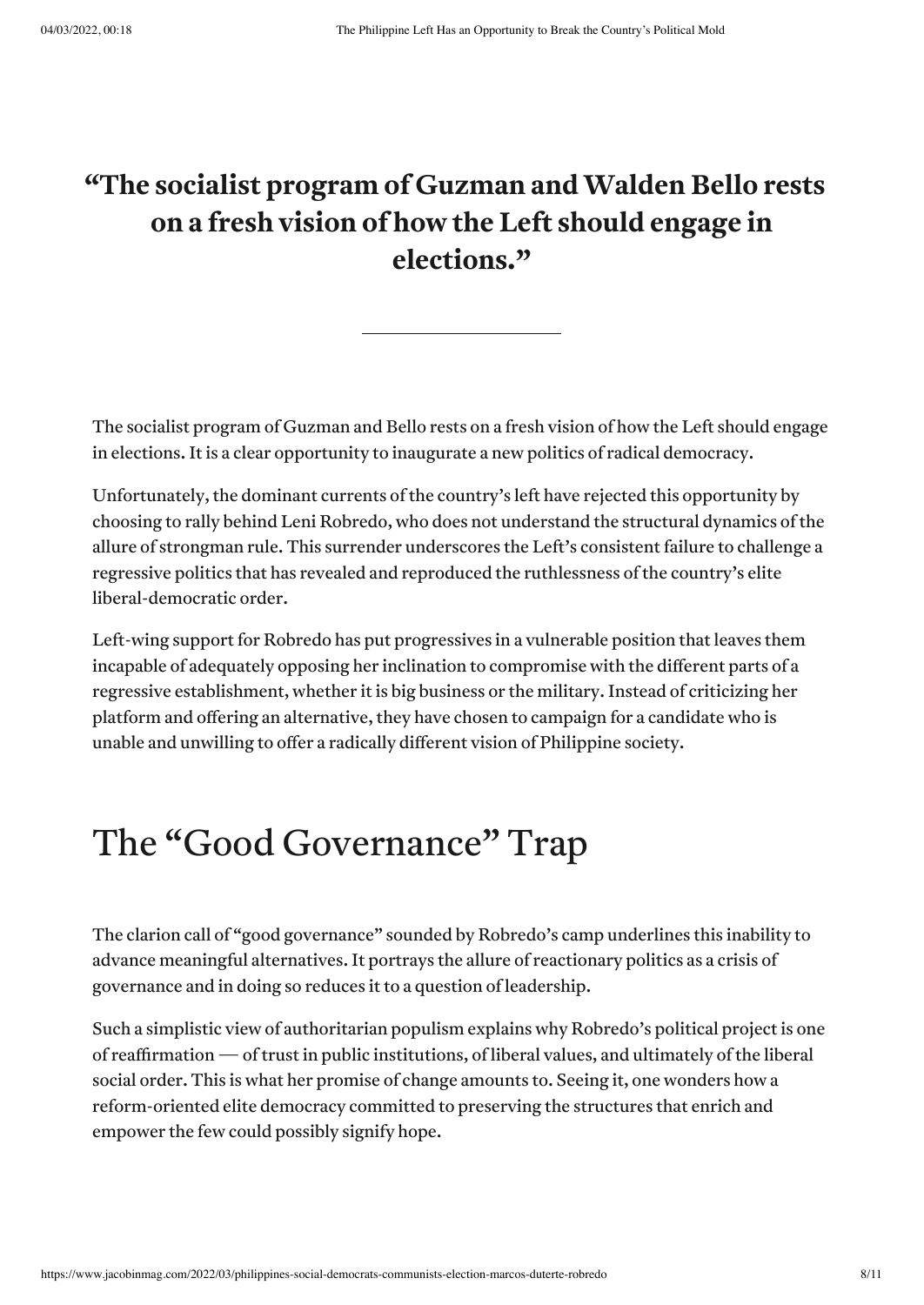> **"The socialist program of Guzman and Walden Bello rests on a fresh vision of how the Left should engage in elections."**

The socialist program of Guzman and Bello rests on a fresh vision of how the Left should engage in elections. It is a clear opportunity to inaugurate a new politics of radical democracy.

Unfortunately, the dominant currents of the country's left have rejected this opportunity by choosing to rally behind Leni Robredo, who does not understand the structural dynamics of the allure of strongman rule. This surrender underscores the Left's consistent failure to challenge a regressive politics that has revealed and reproduced the ruthlessness of the country's elite liberal-democratic order.

Left-wing support for Robredo has put progressives in a vulnerable position that leaves them incapable of adequately opposing her inclination to compromise with the different parts of a regressive establishment, whether it is big business or the military. Instead of criticizing her platform and offering an alternative, they have chosen to campaign for a candidate who is unable and unwilling to offer a radically different vision of Philippine society.

## The "Good Governance" Trap

The clarion call of "good governance" sounded by Robredo's camp underlines this inability to advance meaningful alternatives. It portrays the allure of reactionary politics as a crisis of governance and in doing so reduces it to a question of leadership.

Such a simplistic view of authoritarian populism explains why Robredo's political project is one of reaffirmation — of trust in public institutions, of liberal values, and ultimately of the liberal social order. This is what her promise of change amounts to. Seeing it, one wonders how a reform-oriented elite democracy committed to preserving the structures that enrich and empower the few could possibly signify hope.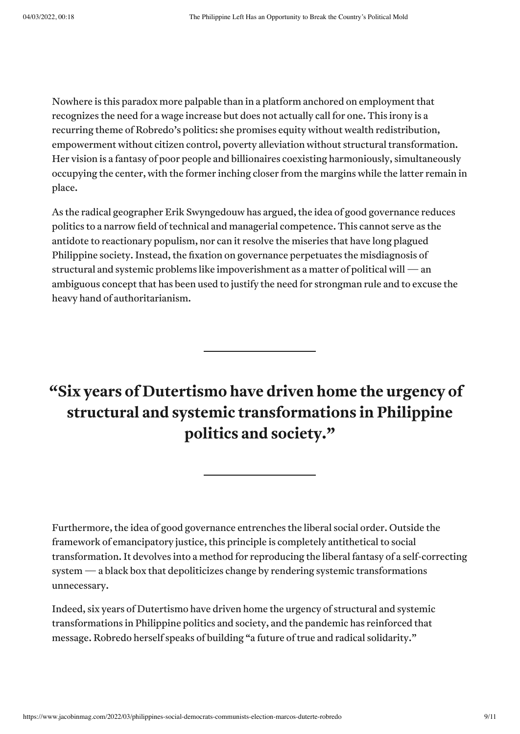Nowhere is this paradox more palpable than in a platform anchored on employment that recognizes the need for a wage increase but does not actually call for one. This irony is a recurring theme of Robredo's politics: she promises equity without wealth redistribution, empowerment without citizen control, poverty alleviation without structural transformation. Her vision is a fantasy of poor people and billionaires coexisting harmoniously, simultaneously occupying the center, with the former inching closer from the margins while the latter remain in place.

As the radical geographer Erik Swyngedouw has argued, the idea of good governance reduces politics to a narrow field of technical and managerial competence. This cannot serve as the antidote to reactionary populism, nor can it resolve the miseries that have long plagued Philippine society. Instead, the fixation on governance perpetuates the misdiagnosis of structural and systemic problems like impoverishment as a matter of political will — an ambiguous concept that has been used to justify the need for strongman rule and to excuse the heavy hand of authoritarianism.

---

**"Six years of Dutertismo have driven home the urgency of structural and systemic transformations in Philippine politics and society."**

---

Furthermore, the idea of good governance entrenches the liberal social order. Outside the framework of emancipatory justice, this principle is completely antithetical to social transformation. It devolves into a method for reproducing the liberal fantasy of a self-correcting system — a black box that depoliticizes change by rendering systemic transformations unnecessary.

Indeed, six years of Dutertismo have driven home the urgency of structural and systemic transformations in Philippine politics and society, and the pandemic has reinforced that message. Robredo herself speaks of building "a future of true and radical solidarity."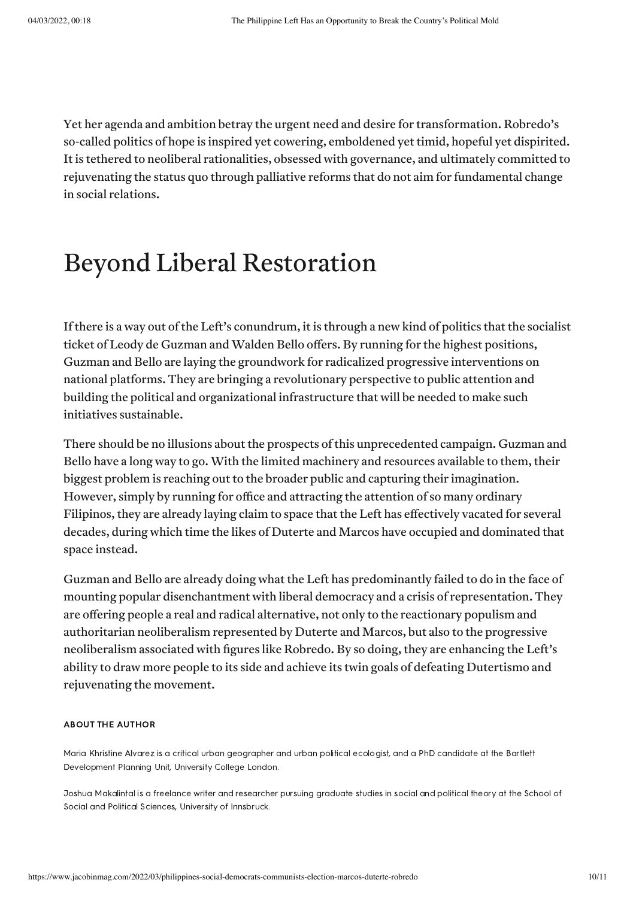Yet her agenda and ambition betray the urgent need and desire for transformation. Robredo's so-called politics of hope is inspired yet cowering, emboldened yet timid, hopeful yet dispirited. It is tethered to neoliberal rationalities, obsessed with governance, and ultimately committed to rejuvenating the status quo through palliative reforms that do not aim for fundamental change in social relations.

## Beyond Liberal Restoration

If there is a way out of the Left's conundrum, it is through a new kind of politics that the socialist ticket of Leody de Guzman and Walden Bello offers. By running for the highest positions, Guzman and Bello are laying the groundwork for radicalized progressive interventions on national platforms. They are bringing a revolutionary perspective to public attention and building the political and organizational infrastructure that will be needed to make such initiatives sustainable.

There should be no illusions about the prospects of this unprecedented campaign. Guzman and Bello have a long way to go. With the limited machinery and resources available to them, their biggest problem is reaching out to the broader public and capturing their imagination. However, simply by running for office and attracting the attention of so many ordinary Filipinos, they are already laying claim to space that the Left has effectively vacated for several decades, during which time the likes of Duterte and Marcos have occupied and dominated that space instead.

Guzman and Bello are already doing what the Left has predominantly failed to do in the face of mounting popular disenchantment with liberal democracy and a crisis of representation. They are offering people a real and radical alternative, not only to the reactionary populism and authoritarian neoliberalism represented by Duterte and Marcos, but also to the progressive neoliberalism associated with figures like Robredo. By so doing, they are enhancing the Left's ability to draw more people to its side and achieve its twin goals of defeating Dutertismo and rejuvenating the movement.

**ABOUT THE AUTHOR**

Maria Khristine Alvarez is a critical urban geographer and urban political ecologist, and a PhD candidate at the Bartlett Development Planning Unit, University College London.

Joshua Makalintal is a freelance writer and researcher pursuing graduate studies in social and political theory at the School of Social and Political Sciences, University of Innsbruck.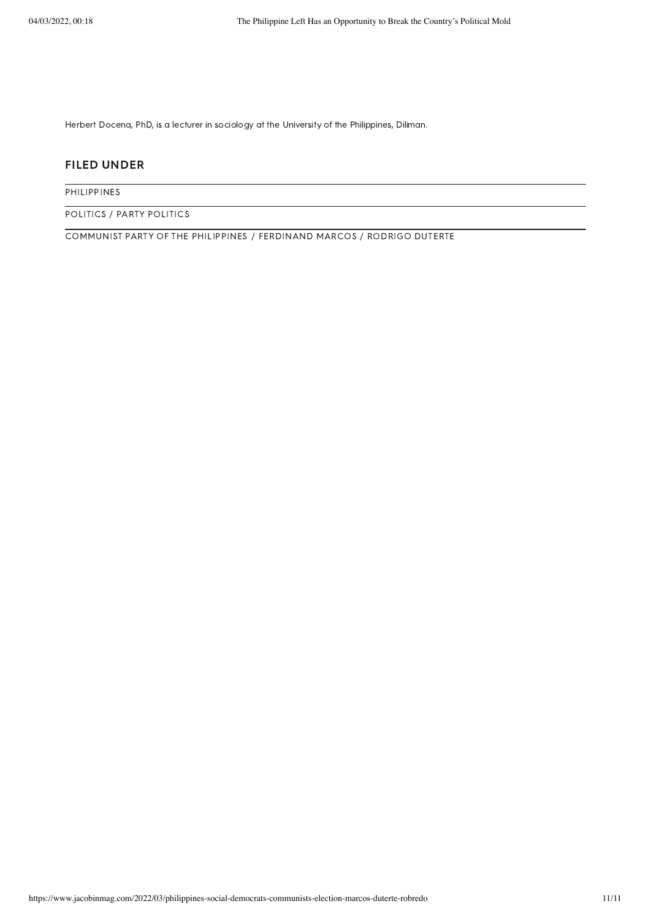Herbert Docena, PhD, is a lecturer in sociology at the University of the Philippines, Diliman.

## FILED UNDER

PHILIPPINES

POLITICS / PARTY POLITICS

COMMUNIST PARTY OF THE PHILIPPINES / FERDINAND MARCOS / RODRIGO DUTERTE